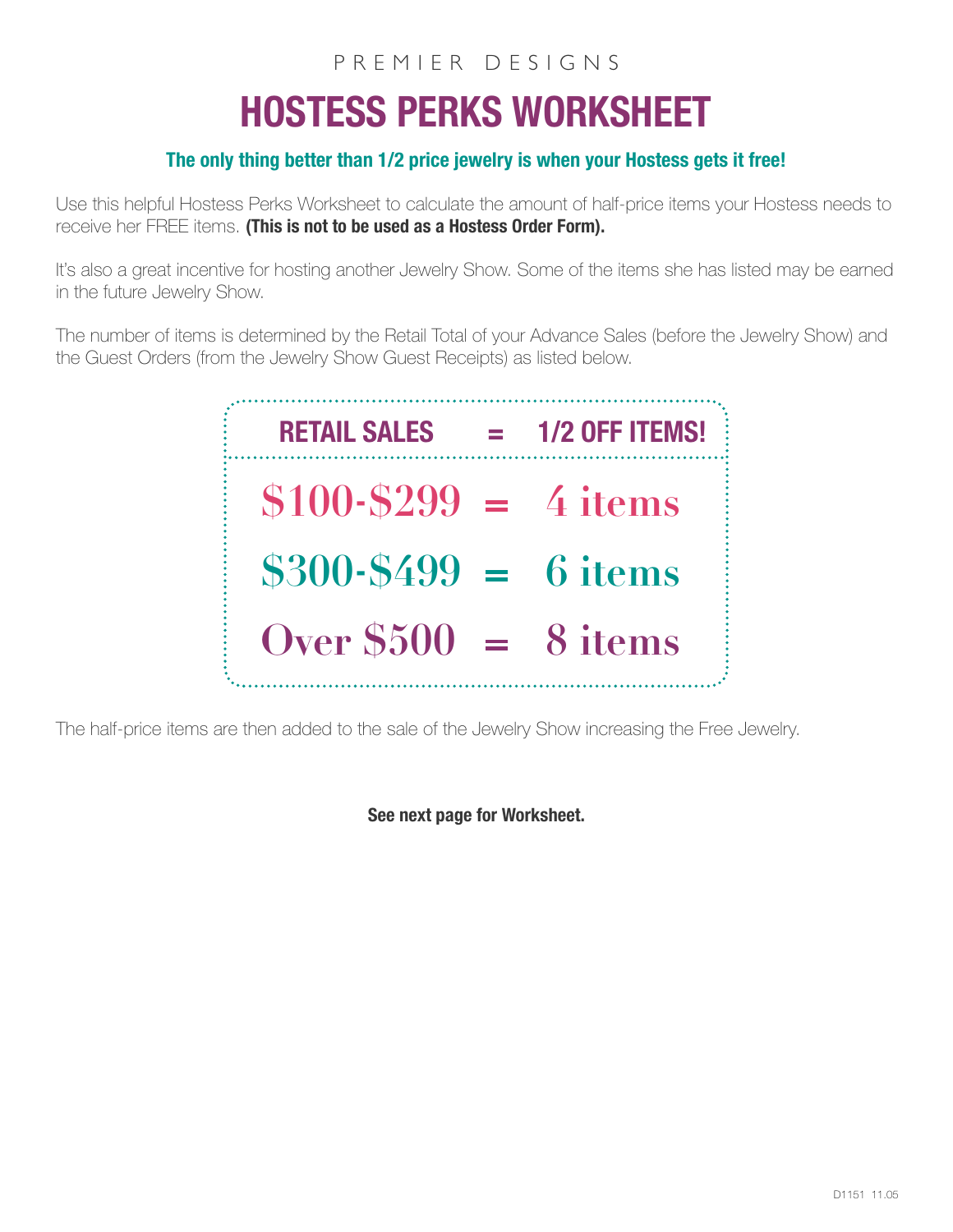PREMIER DESIGNS

# HOSTESS PERKS WORKSHEET

**The only thing better than 1/2 price jewelry is when your Hostess gets it free!**

Use this helpful Hostess Perks Worksheet to calculate the amount of half-price items your Hostess needs to receive her FREE items. **(This is not to be used as a Hostess Order Form).**

It's also a great incentive for hosting another Jewelry Show. Some of the items she has listed may be earned in the future Jewelry Show.

The number of items is determined by the Retail Total of your Advance Sales (before the Jewelry Show) and the Guest Orders (from the Jewelry Show Guest Receipts) as listed below.

| RETAIL SALES | = | 1/2 OFF ITEMS! |
|---|---|---|
| $100-$299 | = | 4 items |
| $300-$499 | = | 6 items |
| Over $500 | = | 8 items |

The half-price items are then added to the sale of the Jewelry Show increasing the Free Jewelry.

**See next page for Worksheet.**

D1151 11.05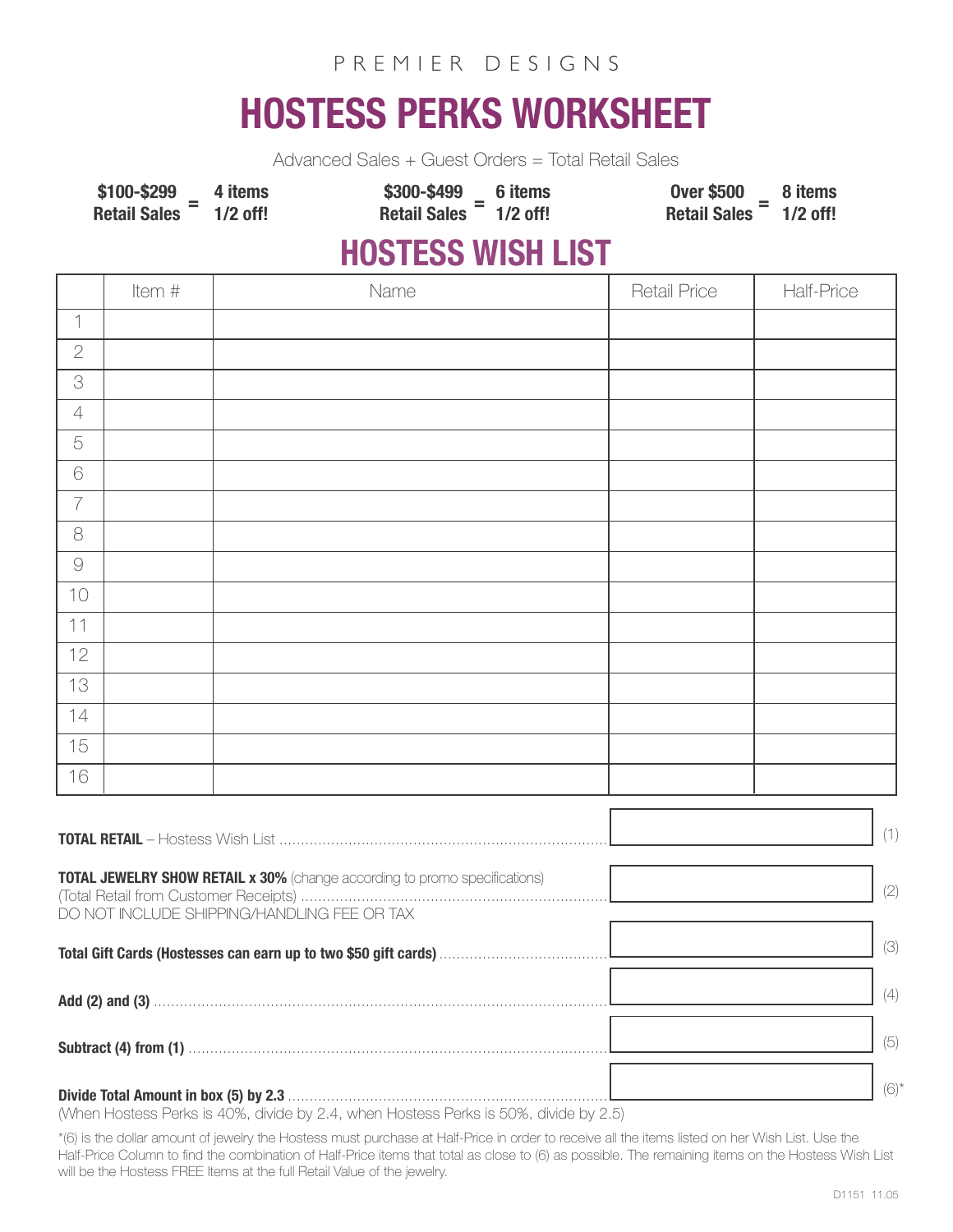PREMIER DESIGNS

# HOSTESS PERKS WORKSHEET

Advanced Sales + Guest Orders = Total Retail Sales

**$100-$299 Retail Sales = 4 items 1/2 off!**

**$300-$499 Retail Sales = 6 items 1/2 off!**

**Over $500 Retail Sales = 8 items 1/2 off!**

## HOSTESS WISH LIST

| | Item # | Name | Retail Price | Half-Price |
|---|---|---|---|---|
| 1 | | | | |
| 2 | | | | |
| 3 | | | | |
| 4 | | | | |
| 5 | | | | |
| 6 | | | | |
| 7 | | | | |
| 8 | | | | |
| 9 | | | | |
| 10 | | | | |
| 11 | | | | |
| 12 | | | | |
| 13 | | | | |
| 14 | | | | |
| 15 | | | | |
| 16 | | | | |

**TOTAL RETAIL** – Hostess Wish List .......... (1)

**TOTAL JEWELRY SHOW RETAIL x 30%** (change according to promo specifications)
(Total Retail from Customer Receipts) .......... (2)
DO NOT INCLUDE SHIPPING/HANDLING FEE OR TAX

**Total Gift Cards (Hostesses can earn up to two $50 gift cards)** .......... (3)

**Add (2) and (3)** .......... (4)

**Subtract (4) from (1)** .......... (5)

**Divide Total Amount in box (5) by 2.3** .......... (6)*
(When Hostess Perks is 40%, divide by 2.4, when Hostess Perks is 50%, divide by 2.5)

*(6) is the dollar amount of jewelry the Hostess must purchase at Half-Price in order to receive all the items listed on her Wish List. Use the Half-Price Column to find the combination of Half-Price items that total as close to (6) as possible. The remaining items on the Hostess Wish List will be the Hostess FREE Items at the full Retail Value of the jewelry.

D1151 11.05